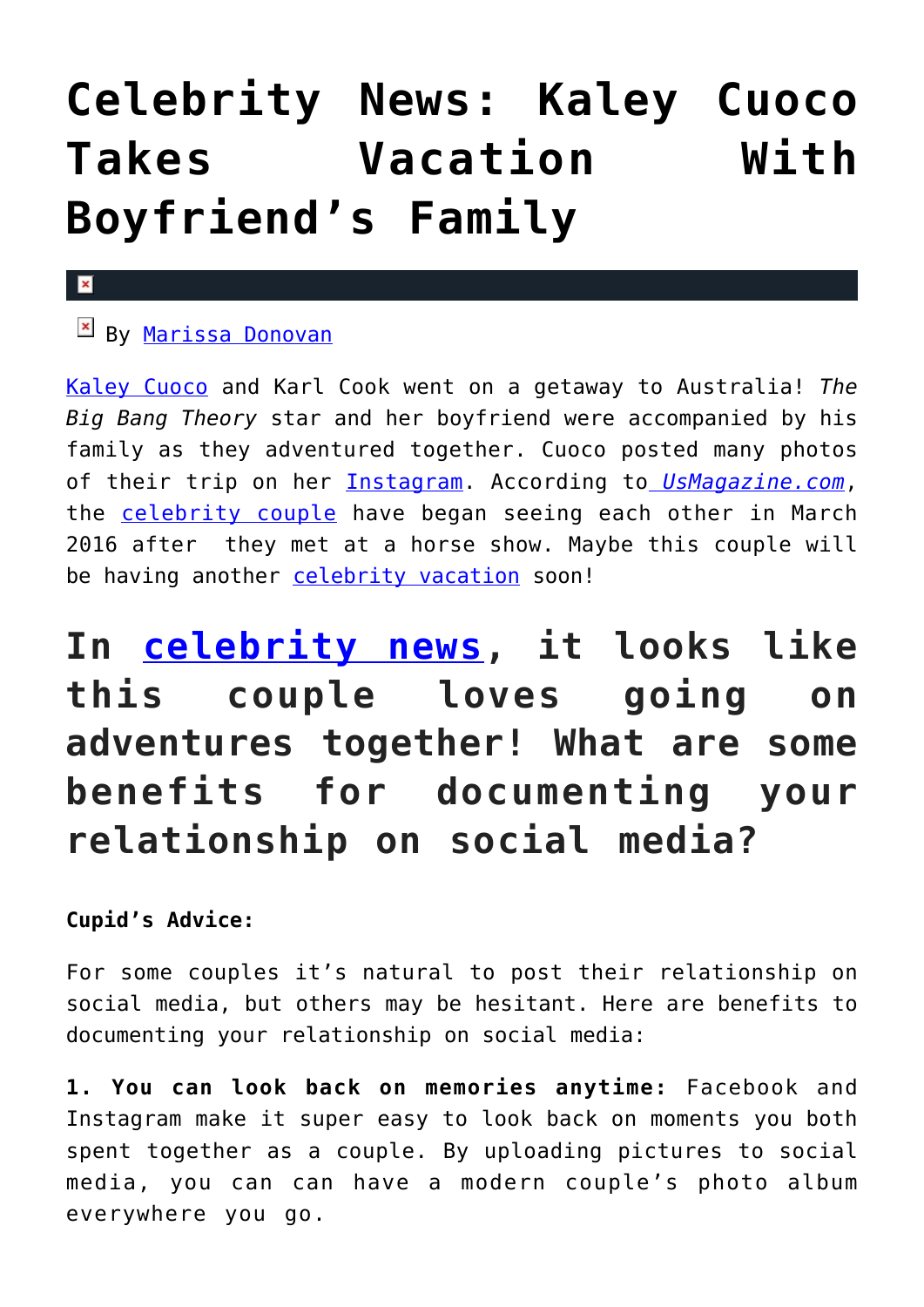# Celebrity News: Kaley Cuoco Takes Vacation With Boyfriend's Family

By Marissa Donovan

Kaley Cuoco and Karl Cook went on a getaway to Australia! *The Big Bang Theory* star and her boyfriend were accompanied by his family as they adventured together. Cuoco posted many photos of their trip on her Instagram. According to *UsMagazine.com*, the celebrity couple have began seeing each other in March 2016 after they met at a horse show. Maybe this couple will be having another celebrity vacation soon!

## In celebrity news, it looks like this couple loves going on adventures together! What are some benefits for documenting your relationship on social media?

**Cupid's Advice:**

For some couples it's natural to post their relationship on social media, but others may be hesitant. Here are benefits to documenting your relationship on social media:

**1. You can look back on memories anytime:** Facebook and Instagram make it super easy to look back on moments you both spent together as a couple. By uploading pictures to social media, you can can have a modern couple's photo album everywhere you go.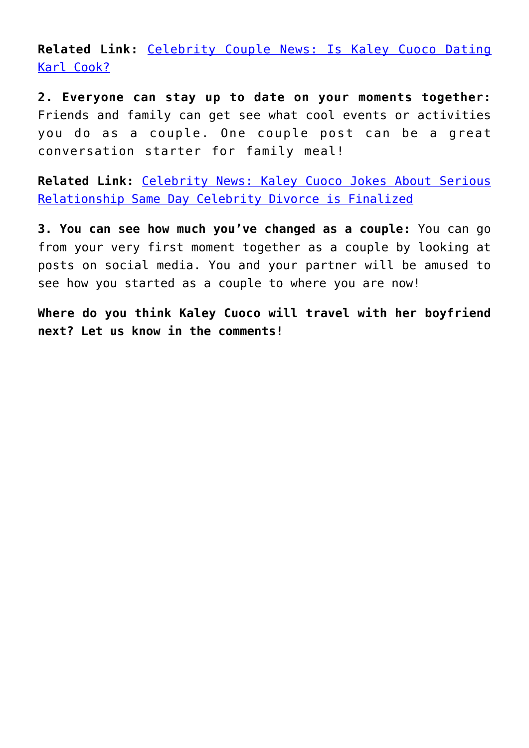**Related Link:** [Celebrity Couple News: Is Kaley Cuoco Dating Karl Cook?]()

**2. Everyone can stay up to date on your moments together:** Friends and family can get see what cool events or activities you do as a couple. One couple post can be a great conversation starter for family meal!

**Related Link:** [Celebrity News: Kaley Cuoco Jokes About Serious Relationship Same Day Celebrity Divorce is Finalized]()

**3. You can see how much you've changed as a couple:** You can go from your very first moment together as a couple by looking at posts on social media. You and your partner will be amused to see how you started as a couple to where you are now!

**Where do you think Kaley Cuoco will travel with her boyfriend next? Let us know in the comments!**